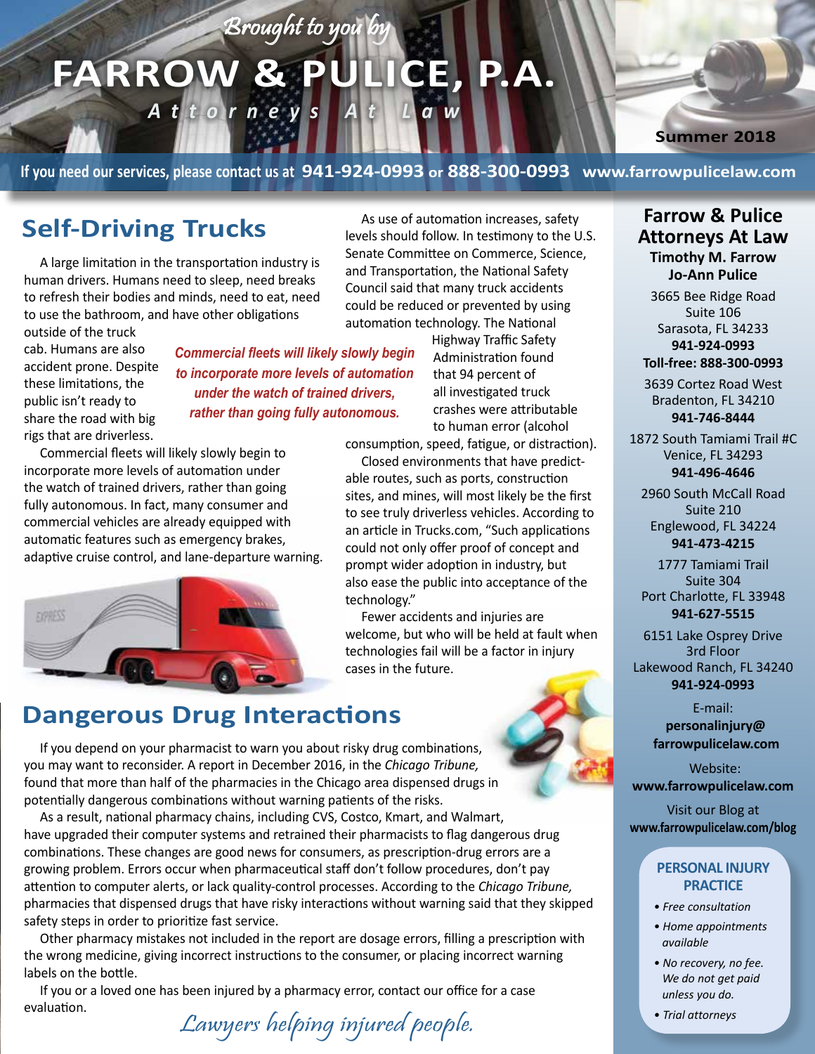*Brought to you by*

# FARROW & PULICE, P.A.

*Attorneys At Law*

Summer 2018

If you need our services, please contact us at **941-924-0993** or **888-300-0993** **www.farrowpulicelaw.com**

## Self-Driving Trucks

A large limitation in the transportation industry is human drivers. Humans need to sleep, need breaks to refresh their bodies and minds, need to eat, need to use the bathroom, and have other obligations outside of the truck cab. Humans are also accident prone. Despite these limitations, the public isn't ready to share the road with big rigs that are driverless.

*Commercial fleets will likely slowly begin to incorporate more levels of automation under the watch of trained drivers, rather than going fully autonomous.*

Commercial fleets will likely slowly begin to incorporate more levels of automation under the watch of trained drivers, rather than going fully autonomous. In fact, many consumer and commercial vehicles are already equipped with automatic features such as emergency brakes, adaptive cruise control, and lane-departure warning.

As use of automation increases, safety levels should follow. In testimony to the U.S. Senate Committee on Commerce, Science, and Transportation, the National Safety Council said that many truck accidents could be reduced or prevented by using automation technology. The National Highway Traffic Safety Administration found that 94 percent of all investigated truck crashes were attributable to human error (alcohol consumption, speed, fatigue, or distraction).

Closed environments that have predictable routes, such as ports, construction sites, and mines, will most likely be the first to see truly driverless vehicles. According to an article in Trucks.com, "Such applications could not only offer proof of concept and prompt wider adoption in industry, but also ease the public into acceptance of the technology."

Fewer accidents and injuries are welcome, but who will be held at fault when technologies fail will be a factor in injury cases in the future.

## Dangerous Drug Interactions

If you depend on your pharmacist to warn you about risky drug combinations, you may want to reconsider. A report in December 2016, in the *Chicago Tribune,* found that more than half of the pharmacies in the Chicago area dispensed drugs in potentially dangerous combinations without warning patients of the risks.

As a result, national pharmacy chains, including CVS, Costco, Kmart, and Walmart, have upgraded their computer systems and retrained their pharmacists to flag dangerous drug combinations. These changes are good news for consumers, as prescription-drug errors are a growing problem. Errors occur when pharmaceutical staff don't follow procedures, don't pay attention to computer alerts, or lack quality-control processes. According to the *Chicago Tribune,* pharmacies that dispensed drugs that have risky interactions without warning said that they skipped safety steps in order to prioritize fast service.

Other pharmacy mistakes not included in the report are dosage errors, filling a prescription with the wrong medicine, giving incorrect instructions to the consumer, or placing incorrect warning labels on the bottle.

If you or a loved one has been injured by a pharmacy error, contact our office for a case evaluation.

*Lawyers helping injured people.*

### Farrow & Pulice Attorneys At Law

**Timothy M. Farrow**
**Jo-Ann Pulice**

3665 Bee Ridge Road
Suite 106
Sarasota, FL 34233
**941-924-0993**
**Toll-free: 888-300-0993**

3639 Cortez Road West
Bradenton, FL 34210
**941-746-8444**

1872 South Tamiami Trail #C
Venice, FL 34293
**941-496-4646**

2960 South McCall Road
Suite 210
Englewood, FL 34224
**941-473-4215**

1777 Tamiami Trail
Suite 304
Port Charlotte, FL 33948
**941-627-5515**

6151 Lake Osprey Drive
3rd Floor
Lakewood Ranch, FL 34240
**941-924-0993**

E-mail:
**personalinjury@farrowpulicelaw.com**

Website:
**www.farrowpulicelaw.com**

Visit our Blog at
**www.farrowpulicelaw.com/blog**

### PERSONAL INJURY PRACTICE

- *Free consultation*
- *Home appointments available*
- *No recovery, no fee. We do not get paid unless you do.*
- *Trial attorneys*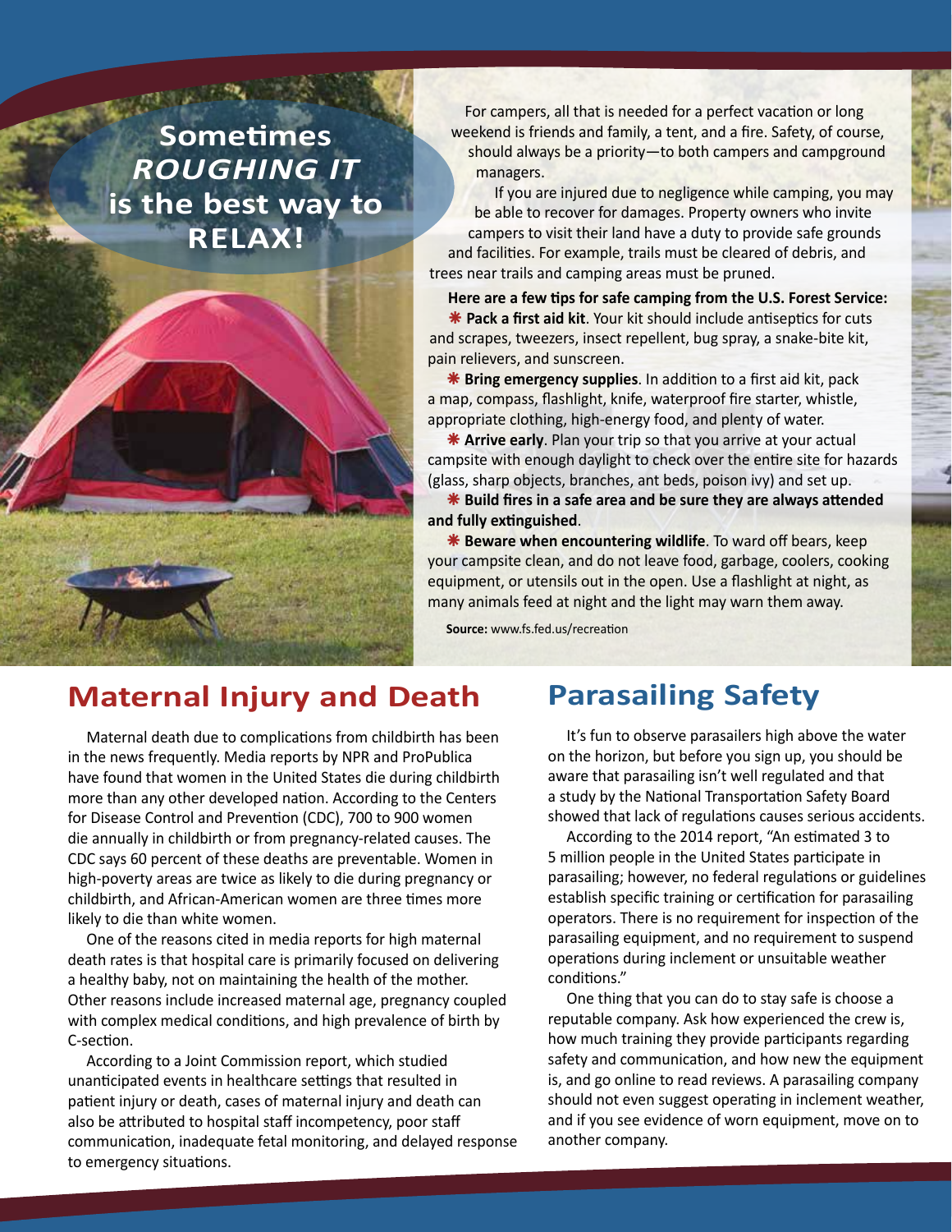## Sometimes *ROUGHING IT* is the best way to RELAX!

For campers, all that is needed for a perfect vacation or long weekend is friends and family, a tent, and a fire. Safety, of course, should always be a priority—to both campers and campground managers.

If you are injured due to negligence while camping, you may be able to recover for damages. Property owners who invite campers to visit their land have a duty to provide safe grounds and facilities. For example, trails must be cleared of debris, and trees near trails and camping areas must be pruned.

**Here are a few tips for safe camping from the U.S. Forest Service:**

- **Pack a first aid kit**. Your kit should include antiseptics for cuts and scrapes, tweezers, insect repellent, bug spray, a snake-bite kit, pain relievers, and sunscreen.
- **Bring emergency supplies**. In addition to a first aid kit, pack a map, compass, flashlight, knife, waterproof fire starter, whistle, appropriate clothing, high-energy food, and plenty of water.
- **Arrive early**. Plan your trip so that you arrive at your actual campsite with enough daylight to check over the entire site for hazards (glass, sharp objects, branches, ant beds, poison ivy) and set up.
- **Build fires in a safe area and be sure they are always attended and fully extinguished**.
- **Beware when encountering wildlife**. To ward off bears, keep your campsite clean, and do not leave food, garbage, coolers, cooking equipment, or utensils out in the open. Use a flashlight at night, as many animals feed at night and the light may warn them away.

**Source:** www.fs.fed.us/recreation

## Maternal Injury and Death

Maternal death due to complications from childbirth has been in the news frequently. Media reports by NPR and ProPublica have found that women in the United States die during childbirth more than any other developed nation. According to the Centers for Disease Control and Prevention (CDC), 700 to 900 women die annually in childbirth or from pregnancy-related causes. The CDC says 60 percent of these deaths are preventable. Women in high-poverty areas are twice as likely to die during pregnancy or childbirth, and African-American women are three times more likely to die than white women.

One of the reasons cited in media reports for high maternal death rates is that hospital care is primarily focused on delivering a healthy baby, not on maintaining the health of the mother. Other reasons include increased maternal age, pregnancy coupled with complex medical conditions, and high prevalence of birth by C-section.

According to a Joint Commission report, which studied unanticipated events in healthcare settings that resulted in patient injury or death, cases of maternal injury and death can also be attributed to hospital staff incompetency, poor staff communication, inadequate fetal monitoring, and delayed response to emergency situations.

## Parasailing Safety

It's fun to observe parasailers high above the water on the horizon, but before you sign up, you should be aware that parasailing isn't well regulated and that a study by the National Transportation Safety Board showed that lack of regulations causes serious accidents.

According to the 2014 report, "An estimated 3 to 5 million people in the United States participate in parasailing; however, no federal regulations or guidelines establish specific training or certification for parasailing operators. There is no requirement for inspection of the parasailing equipment, and no requirement to suspend operations during inclement or unsuitable weather conditions."

One thing that you can do to stay safe is choose a reputable company. Ask how experienced the crew is, how much training they provide participants regarding safety and communication, and how new the equipment is, and go online to read reviews. A parasailing company should not even suggest operating in inclement weather, and if you see evidence of worn equipment, move on to another company.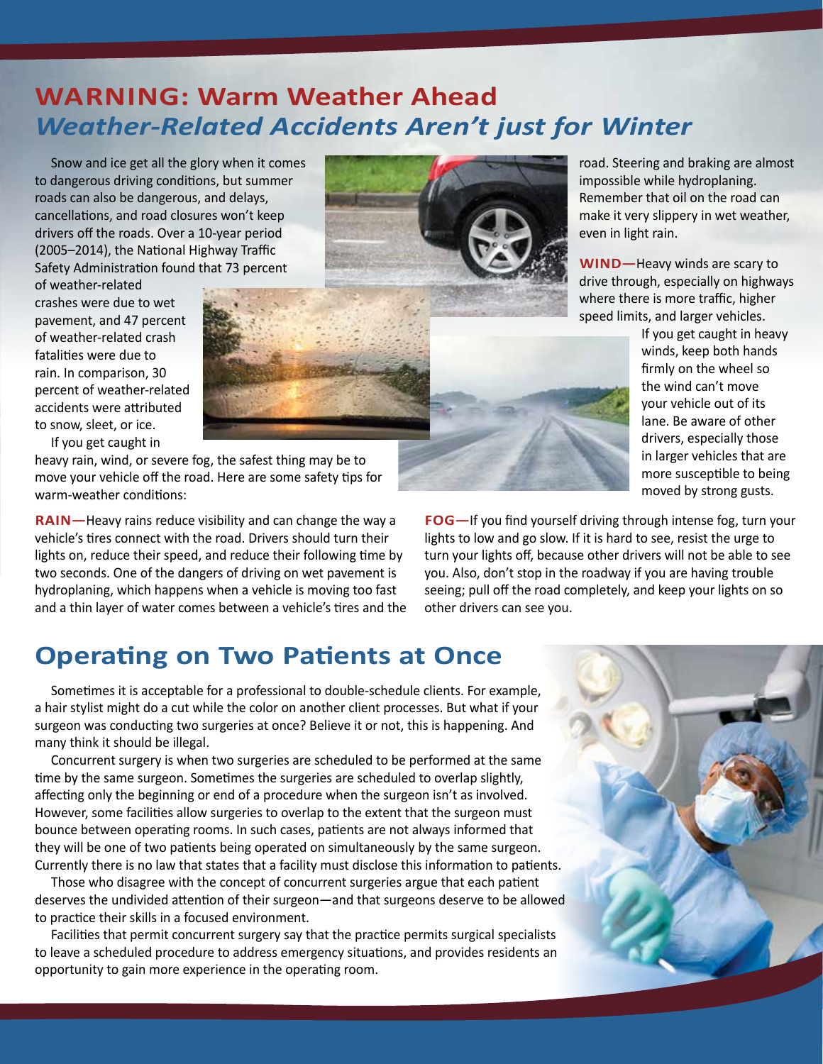## WARNING: Warm Weather Ahead

### *Weather-Related Accidents Aren't just for Winter*

Snow and ice get all the glory when it comes to dangerous driving conditions, but summer roads can also be dangerous, and delays, cancellations, and road closures won't keep drivers off the roads. Over a 10-year period (2005–2014), the National Highway Traffic Safety Administration found that 73 percent of weather-related crashes were due to wet pavement, and 47 percent of weather-related crash fatalities were due to rain. In comparison, 30 percent of weather-related accidents were attributed to snow, sleet, or ice.

If you get caught in heavy rain, wind, or severe fog, the safest thing may be to move your vehicle off the road. Here are some safety tips for warm-weather conditions:

**RAIN—**Heavy rains reduce visibility and can change the way a vehicle's tires connect with the road. Drivers should turn their lights on, reduce their speed, and reduce their following time by two seconds. One of the dangers of driving on wet pavement is hydroplaning, which happens when a vehicle is moving too fast and a thin layer of water comes between a vehicle's tires and the road. Steering and braking are almost impossible while hydroplaning. Remember that oil on the road can make it very slippery in wet weather, even in light rain.

**WIND—**Heavy winds are scary to drive through, especially on highways where there is more traffic, higher speed limits, and larger vehicles. If you get caught in heavy winds, keep both hands firmly on the wheel so the wind can't move your vehicle out of its lane. Be aware of other drivers, especially those in larger vehicles that are more susceptible to being moved by strong gusts.

**FOG—**If you find yourself driving through intense fog, turn your lights to low and go slow. If it is hard to see, resist the urge to turn your lights off, because other drivers will not be able to see you. Also, don't stop in the roadway if you are having trouble seeing; pull off the road completely, and keep your lights on so other drivers can see you.

## Operating on Two Patients at Once

Sometimes it is acceptable for a professional to double-schedule clients. For example, a hair stylist might do a cut while the color on another client processes. But what if your surgeon was conducting two surgeries at once? Believe it or not, this is happening. And many think it should be illegal.

Concurrent surgery is when two surgeries are scheduled to be performed at the same time by the same surgeon. Sometimes the surgeries are scheduled to overlap slightly, affecting only the beginning or end of a procedure when the surgeon isn't as involved. However, some facilities allow surgeries to overlap to the extent that the surgeon must bounce between operating rooms. In such cases, patients are not always informed that they will be one of two patients being operated on simultaneously by the same surgeon. Currently there is no law that states that a facility must disclose this information to patients.

Those who disagree with the concept of concurrent surgeries argue that each patient deserves the undivided attention of their surgeon—and that surgeons deserve to be allowed to practice their skills in a focused environment.

Facilities that permit concurrent surgery say that the practice permits surgical specialists to leave a scheduled procedure to address emergency situations, and provides residents an opportunity to gain more experience in the operating room.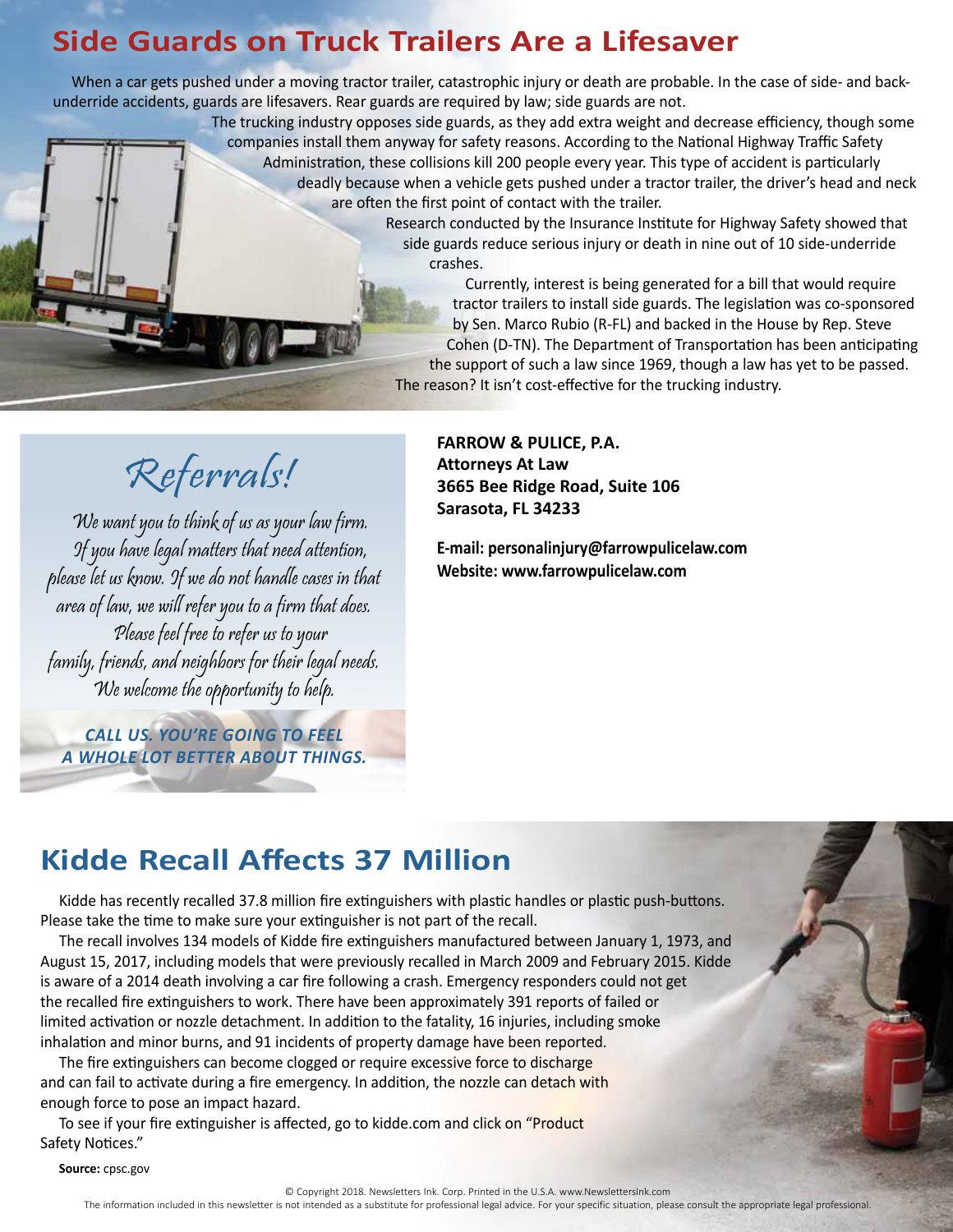## Side Guards on Truck Trailers Are a Lifesaver

When a car gets pushed under a moving tractor trailer, catastrophic injury or death are probable. In the case of side- and back-underride accidents, guards are lifesavers. Rear guards are required by law; side guards are not.

The trucking industry opposes side guards, as they add extra weight and decrease efficiency, though some companies install them anyway for safety reasons. According to the National Highway Traffic Safety Administration, these collisions kill 200 people every year. This type of accident is particularly deadly because when a vehicle gets pushed under a tractor trailer, the driver's head and neck are often the first point of contact with the trailer.

Research conducted by the Insurance Institute for Highway Safety showed that side guards reduce serious injury or death in nine out of 10 side-underride crashes.

Currently, interest is being generated for a bill that would require tractor trailers to install side guards. The legislation was co-sponsored by Sen. Marco Rubio (R-FL) and backed in the House by Rep. Steve Cohen (D-TN). The Department of Transportation has been anticipating the support of such a law since 1969, though a law has yet to be passed. The reason? It isn't cost-effective for the trucking industry.

### *Referrals!*

*We want you to think of us as your law firm. If you have legal matters that need attention, please let us know. If we do not handle cases in that area of law, we will refer you to a firm that does. Please feel free to refer us to your family, friends, and neighbors for their legal needs. We welcome the opportunity to help.*

***CALL US. YOU'RE GOING TO FEEL A WHOLE LOT BETTER ABOUT THINGS.***

**FARROW & PULICE, P.A.**
**Attorneys At Law**
**3665 Bee Ridge Road, Suite 106**
**Sarasota, FL 34233**

**E-mail: personalinjury@farrowpulicelaw.com**
**Website: www.farrowpulicelaw.com**

## Kidde Recall Affects 37 Million

Kidde has recently recalled 37.8 million fire extinguishers with plastic handles or plastic push-buttons. Please take the time to make sure your extinguisher is not part of the recall.

The recall involves 134 models of Kidde fire extinguishers manufactured between January 1, 1973, and August 15, 2017, including models that were previously recalled in March 2009 and February 2015. Kidde is aware of a 2014 death involving a car fire following a crash. Emergency responders could not get the recalled fire extinguishers to work. There have been approximately 391 reports of failed or limited activation or nozzle detachment. In addition to the fatality, 16 injuries, including smoke inhalation and minor burns, and 91 incidents of property damage have been reported.

The fire extinguishers can become clogged or require excessive force to discharge and can fail to activate during a fire emergency. In addition, the nozzle can detach with enough force to pose an impact hazard.

To see if your fire extinguisher is affected, go to kidde.com and click on "Product Safety Notices."

**Source:** cpsc.gov

© Copyright 2018. Newsletters Ink. Corp. Printed in the U.S.A. www.NewslettersInk.com
The information included in this newsletter is not intended as a substitute for professional legal advice. For your specific situation, please consult the appropriate legal professional.